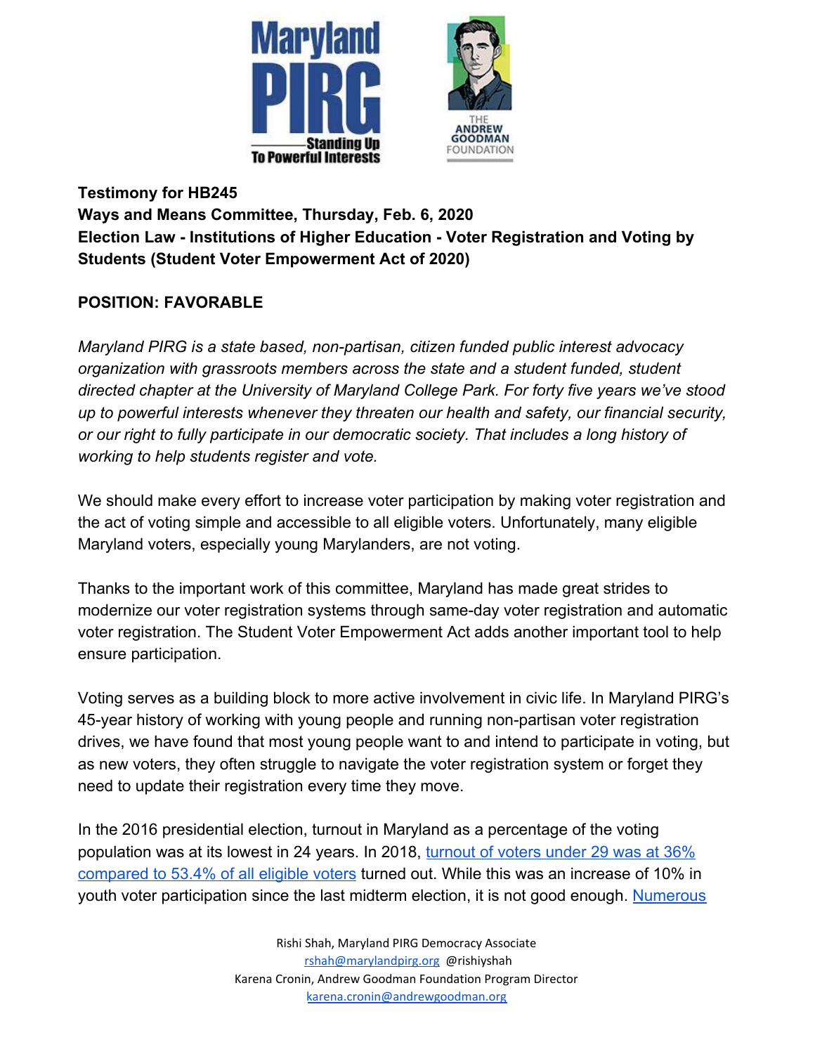**Testimony for HB245**
**Ways and Means Committee, Thursday, Feb. 6, 2020**
**Election Law - Institutions of Higher Education - Voter Registration and Voting by Students (Student Voter Empowerment Act of 2020)**

**POSITION: FAVORABLE**

*Maryland PIRG is a state based, non-partisan, citizen funded public interest advocacy organization with grassroots members across the state and a student funded, student directed chapter at the University of Maryland College Park. For forty five years we've stood up to powerful interests whenever they threaten our health and safety, our financial security, or our right to fully participate in our democratic society. That includes a long history of working to help students register and vote.*

We should make every effort to increase voter participation by making voter registration and the act of voting simple and accessible to all eligible voters. Unfortunately, many eligible Maryland voters, especially young Marylanders, are not voting.

Thanks to the important work of this committee, Maryland has made great strides to modernize our voter registration systems through same-day voter registration and automatic voter registration. The Student Voter Empowerment Act adds another important tool to help ensure participation.

Voting serves as a building block to more active involvement in civic life. In Maryland PIRG's 45-year history of working with young people and running non-partisan voter registration drives, we have found that most young people want to and intend to participate in voting, but as new voters, they often struggle to navigate the voter registration system or forget they need to update their registration every time they move.

In the 2016 presidential election, turnout in Maryland as a percentage of the voting population was at its lowest in 24 years. In 2018, turnout of voters under 29 was at 36% compared to 53.4% of all eligible voters turned out. While this was an increase of 10% in youth voter participation since the last midterm election, it is not good enough. Numerous

Rishi Shah, Maryland PIRG Democracy Associate
rshah@marylandpirg.org @rishiyshah
Karena Cronin, Andrew Goodman Foundation Program Director
karena.cronin@andrewgoodman.org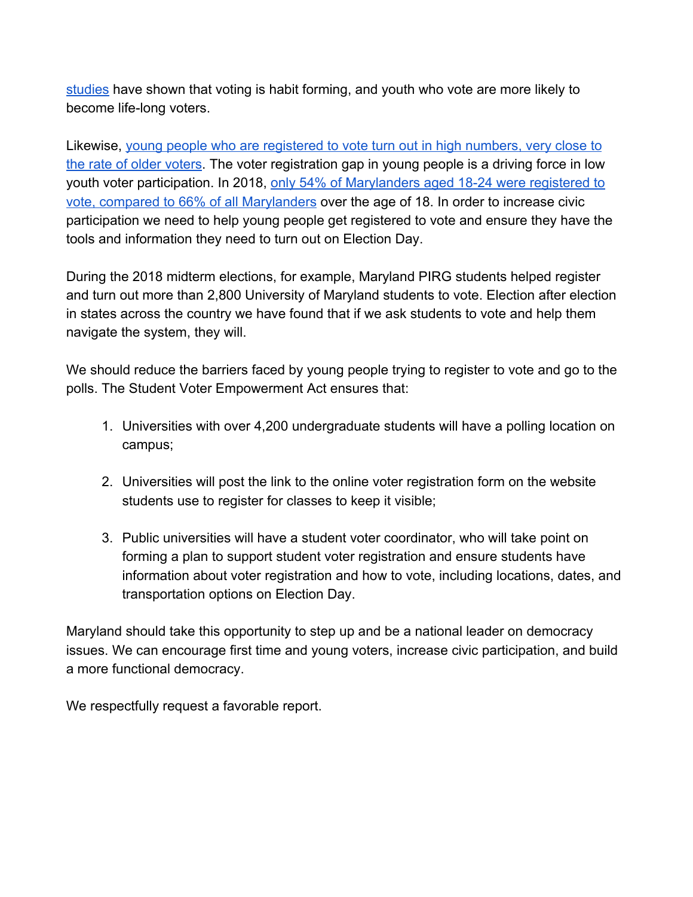studies have shown that voting is habit forming, and youth who vote are more likely to become life-long voters.

Likewise, young people who are registered to vote turn out in high numbers, very close to the rate of older voters. The voter registration gap in young people is a driving force in low youth voter participation. In 2018, only 54% of Marylanders aged 18-24 were registered to vote, compared to 66% of all Marylanders over the age of 18. In order to increase civic participation we need to help young people get registered to vote and ensure they have the tools and information they need to turn out on Election Day.

During the 2018 midterm elections, for example, Maryland PIRG students helped register and turn out more than 2,800 University of Maryland students to vote. Election after election in states across the country we have found that if we ask students to vote and help them navigate the system, they will.

We should reduce the barriers faced by young people trying to register to vote and go to the polls. The Student Voter Empowerment Act ensures that:

1. Universities with over 4,200 undergraduate students will have a polling location on campus;

2. Universities will post the link to the online voter registration form on the website students use to register for classes to keep it visible;

3. Public universities will have a student voter coordinator, who will take point on forming a plan to support student voter registration and ensure students have information about voter registration and how to vote, including locations, dates, and transportation options on Election Day.

Maryland should take this opportunity to step up and be a national leader on democracy issues. We can encourage first time and young voters, increase civic participation, and build a more functional democracy.

We respectfully request a favorable report.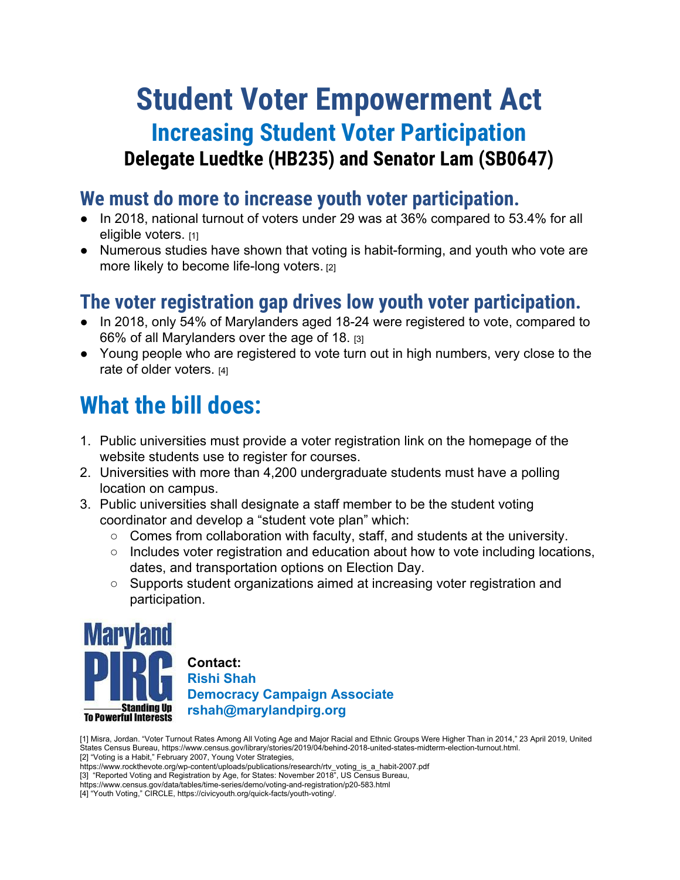# Student Voter Empowerment Act

## Increasing Student Voter Participation

### Delegate Luedtke (HB235) and Senator Lam (SB0647)

## We must do more to increase youth voter participation.

- In 2018, national turnout of voters under 29 was at 36% compared to 53.4% for all eligible voters. [1]
- Numerous studies have shown that voting is habit-forming, and youth who vote are more likely to become life-long voters. [2]

## The voter registration gap drives low youth voter participation.

- In 2018, only 54% of Marylanders aged 18-24 were registered to vote, compared to 66% of all Marylanders over the age of 18. [3]
- Young people who are registered to vote turn out in high numbers, very close to the rate of older voters. [4]

# What the bill does:

1. Public universities must provide a voter registration link on the homepage of the website students use to register for courses.
2. Universities with more than 4,200 undergraduate students must have a polling location on campus.
3. Public universities shall designate a staff member to be the student voting coordinator and develop a "student vote plan" which:
   - Comes from collaboration with faculty, staff, and students at the university.
   - Includes voter registration and education about how to vote including locations, dates, and transportation options on Election Day.
   - Supports student organizations aimed at increasing voter registration and participation.

Maryland PIRG — Standing Up To Powerful Interests

**Contact:**
**Rishi Shah**
**Democracy Campaign Associate**
**rshah@marylandpirg.org**

[1] Misra, Jordan. "Voter Turnout Rates Among All Voting Age and Major Racial and Ethnic Groups Were Higher Than in 2014," 23 April 2019, United States Census Bureau, https://www.census.gov/library/stories/2019/04/behind-2018-united-states-midterm-election-turnout.html.
[2] "Voting is a Habit," February 2007, Young Voter Strategies, https://www.rockthevote.org/wp-content/uploads/publications/research/rtv_voting_is_a_habit-2007.pdf
[3] "Reported Voting and Registration by Age, for States: November 2018", US Census Bureau, https://www.census.gov/data/tables/time-series/demo/voting-and-registration/p20-583.html
[4] "Youth Voting," CIRCLE, https://civicyouth.org/quick-facts/youth-voting/.